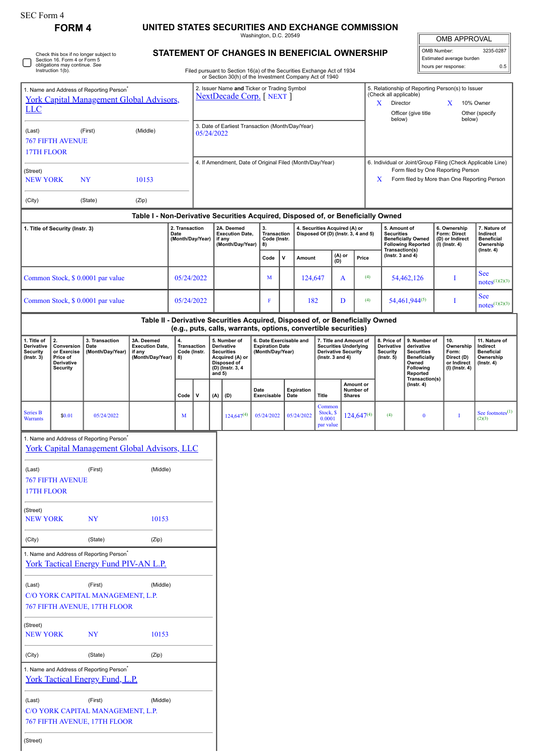SEC Form 4

**FORM 4**

# UNITED STATES SECURITIES AND EXCHANGE COMMISSION

Washington, D.C. 20549

## STATEMENT OF CHANGES IN BENEFICIAL OWNERSHIP

Filed pursuant to Section 16(a) of the Securities Exchange Act of 1934 or Section 30(h) of the Investment Company Act of 1940

| OMB APPROVAL | |
|---|---|
| OMB Number: | 3235-0287 |
| Estimated average burden | |
| hours per response: | 0.5 |

☐ Check this box if no longer subject to Section 16. Form 4 or Form 5 obligations may continue. *See* Instruction 1(b).

1. Name and Address of Reporting Person*
York Capital Management Global Advisors, LLC

(Last) (First) (Middle)
767 FIFTH AVENUE
17TH FLOOR

(Street)
NEW YORK NY 10153

(City) (State) (Zip)

2. Issuer Name **and** Ticker or Trading Symbol
NextDecade Corp. [ NEXT ]

3. Date of Earliest Transaction (Month/Day/Year)
05/24/2022

4. If Amendment, Date of Original Filed (Month/Day/Year)

5. Relationship of Reporting Person(s) to Issuer (Check all applicable)
X Director
X 10% Owner
Officer (give title below)
Other (specify below)

6. Individual or Joint/Group Filing (Check Applicable Line)
Form filed by One Reporting Person
X Form filed by More than One Reporting Person

**Table I - Non-Derivative Securities Acquired, Disposed of, or Beneficially Owned**

| 1. Title of Security (Instr. 3) | 2. Transaction Date (Month/Day/Year) | 2A. Deemed Execution Date, if any (Month/Day/Year) | 3. Transaction Code (Instr. 8) | | 4. Securities Acquired (A) or Disposed Of (D) (Instr. 3, 4 and 5) | | | 5. Amount of Securities Beneficially Owned Following Reported Transaction(s) (Instr. 3 and 4) | 6. Ownership Form: Direct (D) or Indirect (I) (Instr. 4) | 7. Nature of Indirect Beneficial Ownership (Instr. 4) |
|---|---|---|---|---|---|---|---|---|---|---|
| | | | Code | V | Amount | (A) or (D) | Price | | | |
| Common Stock, $ 0.0001 par value | 05/24/2022 | | M | | 124,647 | A | (4) | 54,462,126 | I | See notes(1)(2)(3) |
| Common Stock, $ 0.0001 par value | 05/24/2022 | | F | | 182 | D | (4) | 54,461,944(5) | I | See notes(1)(2)(3) |

**Table II - Derivative Securities Acquired, Disposed of, or Beneficially Owned (e.g., puts, calls, warrants, options, convertible securities)**

| 1. Title of Derivative Security (Instr. 3) | 2. Conversion or Exercise Price of Derivative Security | 3. Transaction Date (Month/Day/Year) | 3A. Deemed Execution Date, if any (Month/Day/Year) | 4. Transaction Code (Instr. 8) | | 5. Number of Derivative Securities Acquired (A) or Disposed of (D) (Instr. 3, 4 and 5) | | 6. Date Exercisable and Expiration Date (Month/Day/Year) | | 7. Title and Amount of Securities Underlying Derivative Security (Instr. 3 and 4) | | 8. Price of Derivative Security (Instr. 5) | 9. Number of derivative Securities Beneficially Owned Following Reported Transaction(s) (Instr. 4) | 10. Ownership Form: Direct (D) or Indirect (I) (Instr. 4) | 11. Nature of Indirect Beneficial Ownership (Instr. 4) |
|---|---|---|---|---|---|---|---|---|---|---|---|---|---|---|---|
| | | | | Code | V | (A) | (D) | Date Exercisable | Expiration Date | Title | Amount or Number of Shares | | | | |
| Series B Warrants | $0.01 | 05/24/2022 | | M | | | 124,647(4) | 05/24/2022 | 05/24/2022 | Common Stock, $ 0.0001 par value | 124,647(4) | (4) | 0 | I | See footnotes(1)(2)(3) |

1. Name and Address of Reporting Person*
York Capital Management Global Advisors, LLC

(Last) (First) (Middle)
767 FIFTH AVENUE
17TH FLOOR

(Street)
NEW YORK NY 10153

(City) (State) (Zip)

1. Name and Address of Reporting Person*
York Tactical Energy Fund PIV-AN L.P.

(Last) (First) (Middle)
C/O YORK CAPITAL MANAGEMENT, L.P.
767 FIFTH AVENUE, 17TH FLOOR

(Street)
NEW YORK NY 10153

(City) (State) (Zip)

1. Name and Address of Reporting Person*
York Tactical Energy Fund, L.P.

(Last) (First) (Middle)
C/O YORK CAPITAL MANAGEMENT, L.P.
767 FIFTH AVENUE, 17TH FLOOR

(Street)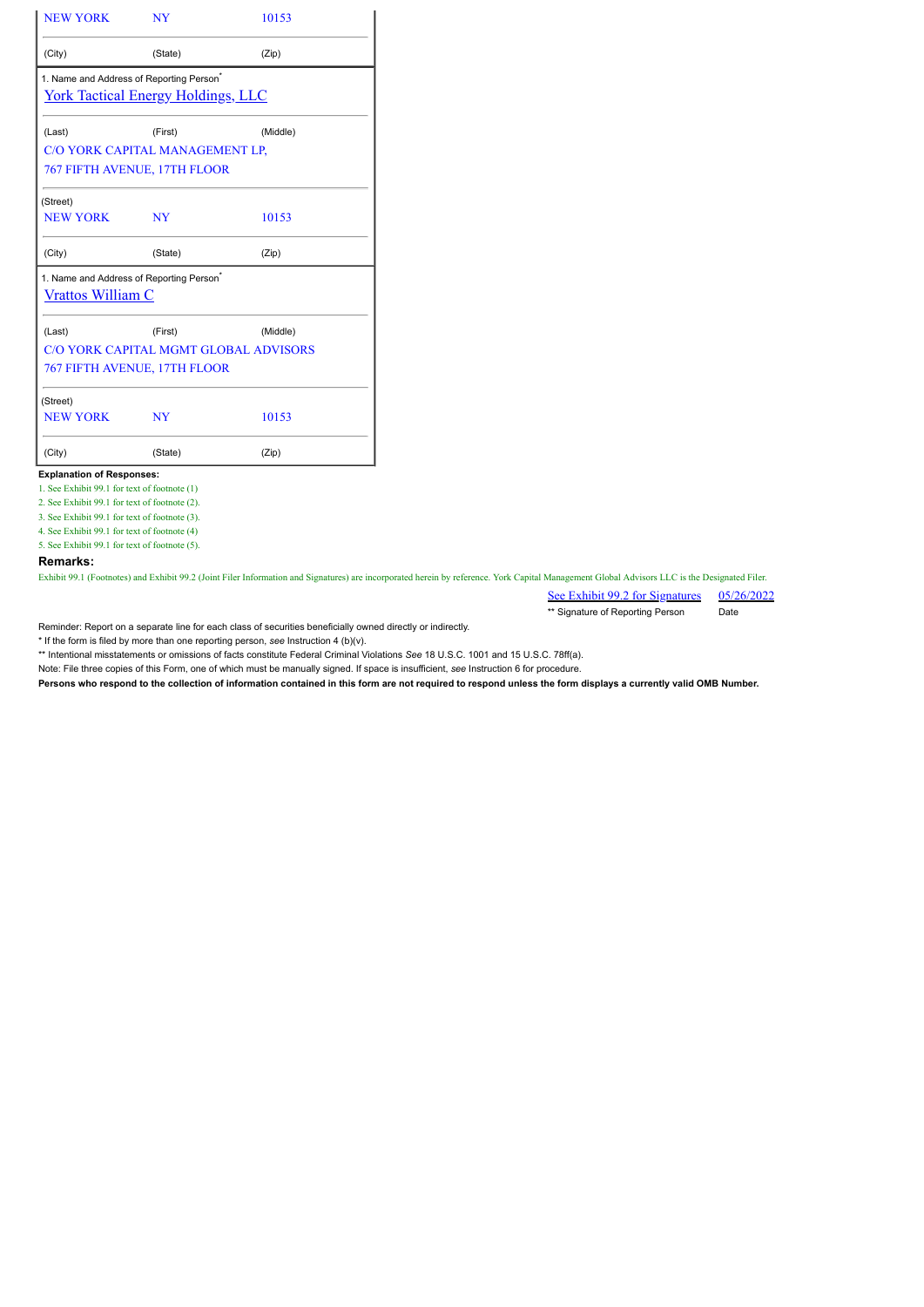| NEW YORK | NY | 10153 |
|---|---|---|
| (City) | (State) | (Zip) |

| 1. Name and Address of Reporting Person* | | |
|---|---|---|
| York Tactical Energy Holdings, LLC | | |
| (Last) | (First) | (Middle) |
| C/O YORK CAPITAL MANAGEMENT LP, 767 FIFTH AVENUE, 17TH FLOOR | | |
| (Street) | | |
| NEW YORK | NY | 10153 |
| (City) | (State) | (Zip) |

| 1. Name and Address of Reporting Person* | | |
|---|---|---|
| Vrattos William C | | |
| (Last) | (First) | (Middle) |
| C/O YORK CAPITAL MGMT GLOBAL ADVISORS 767 FIFTH AVENUE, 17TH FLOOR | | |
| (Street) | | |
| NEW YORK | NY | 10153 |
| (City) | (State) | (Zip) |

**Explanation of Responses:**

1. See Exhibit 99.1 for text of footnote (1)
2. See Exhibit 99.1 for text of footnote (2).
3. See Exhibit 99.1 for text of footnote (3).
4. See Exhibit 99.1 for text of footnote (4)
5. See Exhibit 99.1 for text of footnote (5).

**Remarks:**

Exhibit 99.1 (Footnotes) and Exhibit 99.2 (Joint Filer Information and Signatures) are incorporated herein by reference. York Capital Management Global Advisors LLC is the Designated Filer.

| See Exhibit 99.2 for Signatures | 05/26/2022 |
|---|---|
| ** Signature of Reporting Person | Date |

Reminder: Report on a separate line for each class of securities beneficially owned directly or indirectly.

* If the form is filed by more than one reporting person, *see* Instruction 4 (b)(v).

** Intentional misstatements or omissions of facts constitute Federal Criminal Violations *See* 18 U.S.C. 1001 and 15 U.S.C. 78ff(a).

Note: File three copies of this Form, one of which must be manually signed. If space is insufficient, *see* Instruction 6 for procedure.

**Persons who respond to the collection of information contained in this form are not required to respond unless the form displays a currently valid OMB Number.**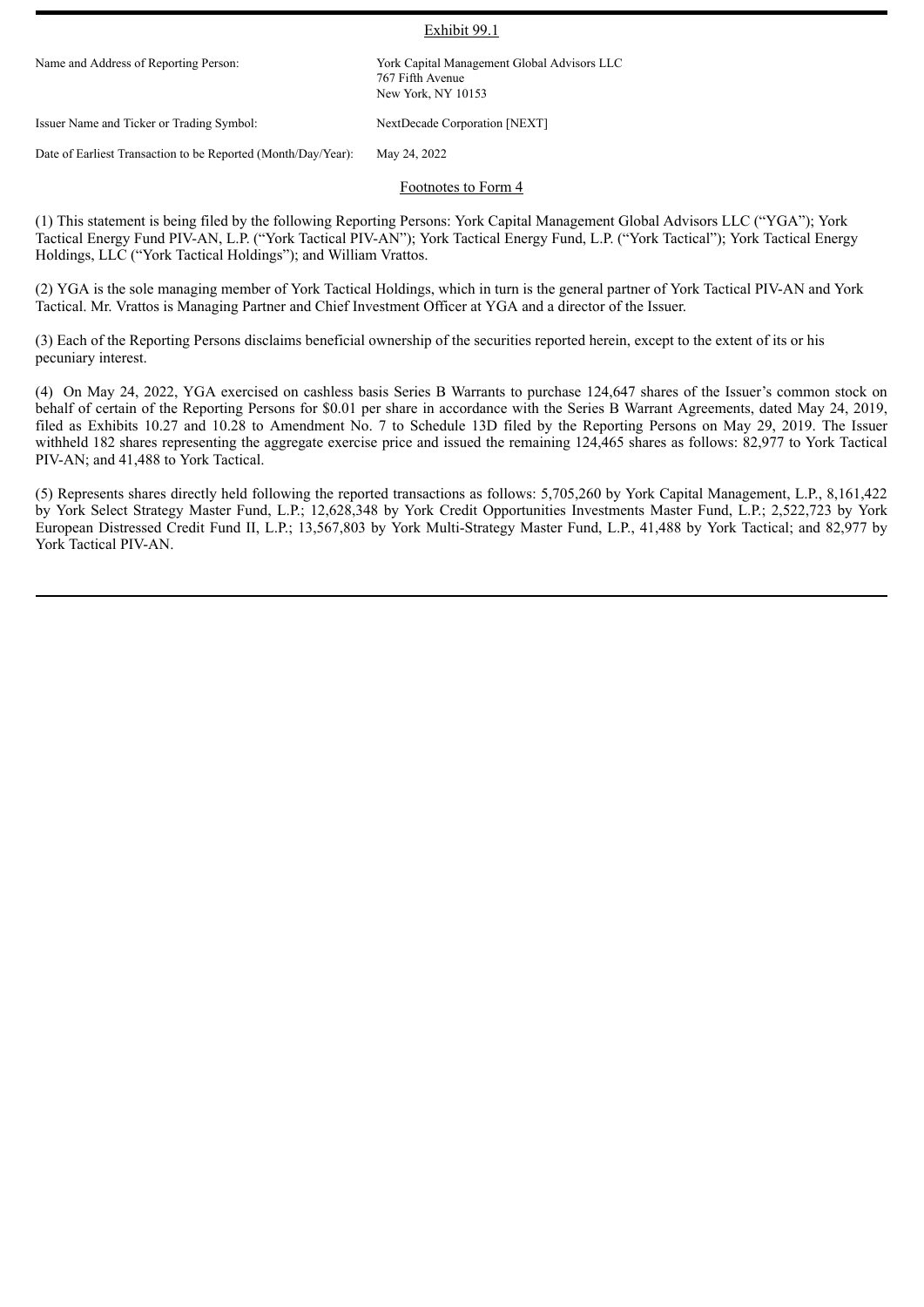Exhibit 99.1

| | |
|---|---|
| Name and Address of Reporting Person: | York Capital Management Global Advisors LLC<br>767 Fifth Avenue<br>New York, NY 10153 |
| Issuer Name and Ticker or Trading Symbol: | NextDecade Corporation [NEXT] |
| Date of Earliest Transaction to be Reported (Month/Day/Year): | May 24, 2022 |

Footnotes to Form 4

(1) This statement is being filed by the following Reporting Persons: York Capital Management Global Advisors LLC ("YGA"); York Tactical Energy Fund PIV-AN, L.P. ("York Tactical PIV-AN"); York Tactical Energy Fund, L.P. ("York Tactical"); York Tactical Energy Holdings, LLC ("York Tactical Holdings"); and William Vrattos.

(2) YGA is the sole managing member of York Tactical Holdings, which in turn is the general partner of York Tactical PIV-AN and York Tactical. Mr. Vrattos is Managing Partner and Chief Investment Officer at YGA and a director of the Issuer.

(3) Each of the Reporting Persons disclaims beneficial ownership of the securities reported herein, except to the extent of its or his pecuniary interest.

(4) On May 24, 2022, YGA exercised on cashless basis Series B Warrants to purchase 124,647 shares of the Issuer's common stock on behalf of certain of the Reporting Persons for $0.01 per share in accordance with the Series B Warrant Agreements, dated May 24, 2019, filed as Exhibits 10.27 and 10.28 to Amendment No. 7 to Schedule 13D filed by the Reporting Persons on May 29, 2019. The Issuer withheld 182 shares representing the aggregate exercise price and issued the remaining 124,465 shares as follows: 82,977 to York Tactical PIV-AN; and 41,488 to York Tactical.

(5) Represents shares directly held following the reported transactions as follows: 5,705,260 by York Capital Management, L.P., 8,161,422 by York Select Strategy Master Fund, L.P.; 12,628,348 by York Credit Opportunities Investments Master Fund, L.P.; 2,522,723 by York European Distressed Credit Fund II, L.P.; 13,567,803 by York Multi-Strategy Master Fund, L.P., 41,488 by York Tactical; and 82,977 by York Tactical PIV-AN.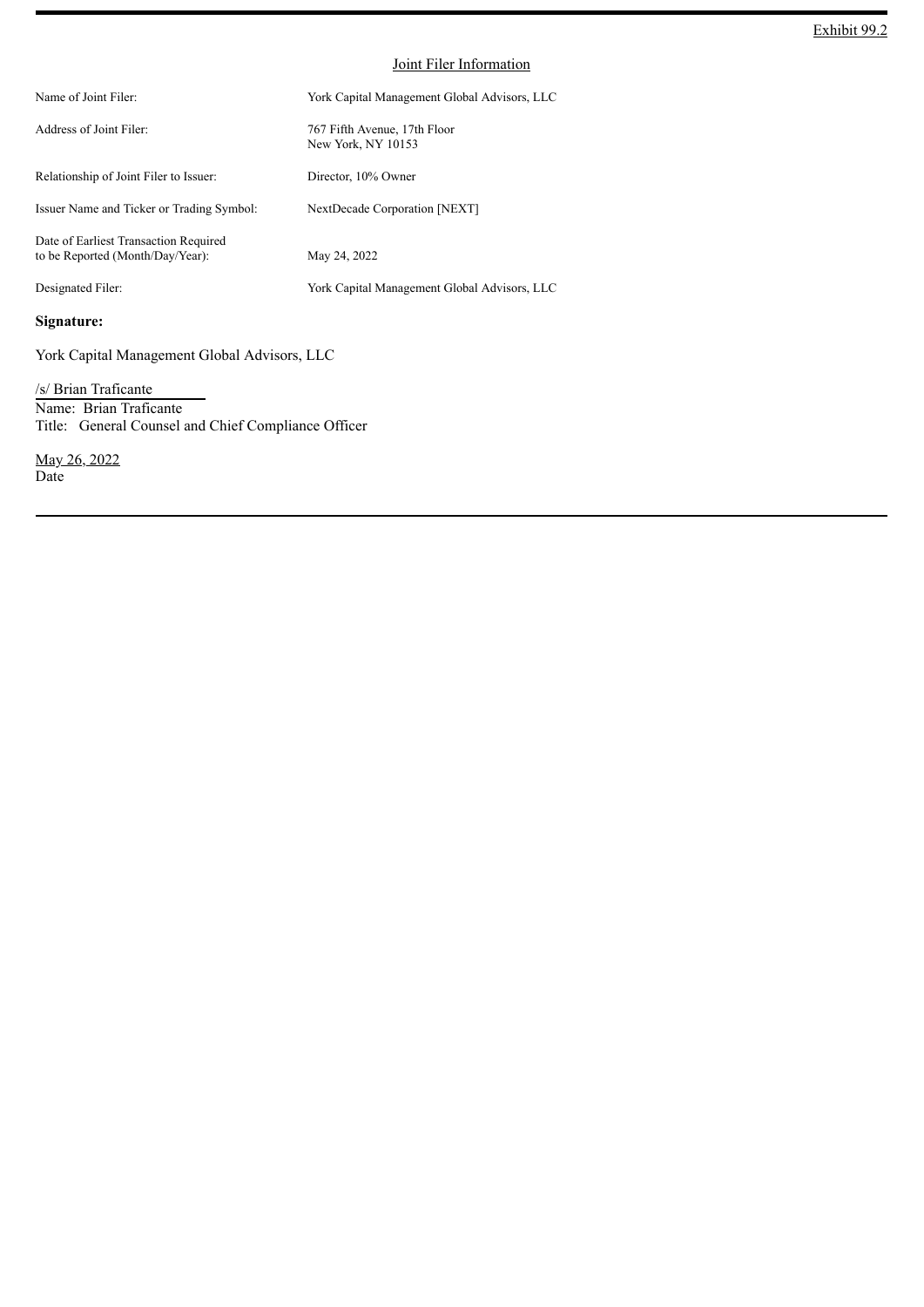Exhibit 99.2

## Joint Filer Information

| | |
|---|---|
| Name of Joint Filer: | York Capital Management Global Advisors, LLC |
| Address of Joint Filer: | 767 Fifth Avenue, 17th Floor<br>New York, NY 10153 |
| Relationship of Joint Filer to Issuer: | Director, 10% Owner |
| Issuer Name and Ticker or Trading Symbol: | NextDecade Corporation [NEXT] |
| Date of Earliest Transaction Required to be Reported (Month/Day/Year): | May 24, 2022 |
| Designated Filer: | York Capital Management Global Advisors, LLC |

**Signature:**

York Capital Management Global Advisors, LLC

/s/ Brian Traficante
Name: Brian Traficante
Title: General Counsel and Chief Compliance Officer

May 26, 2022
Date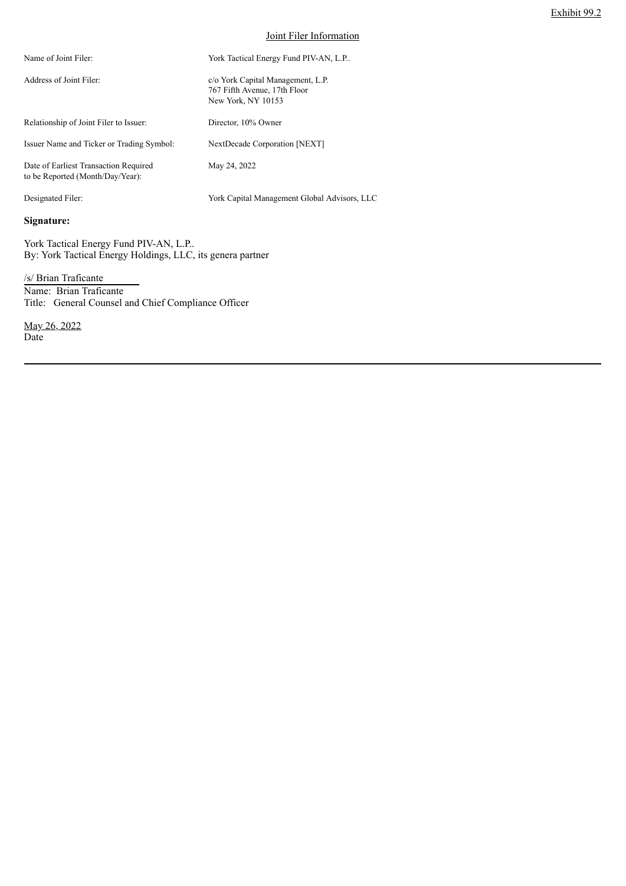Exhibit 99.2

## Joint Filer Information

| | |
|---|---|
| Name of Joint Filer: | York Tactical Energy Fund PIV-AN, L.P.. |
| Address of Joint Filer: | c/o York Capital Management, L.P.<br>767 Fifth Avenue, 17th Floor<br>New York, NY 10153 |
| Relationship of Joint Filer to Issuer: | Director, 10% Owner |
| Issuer Name and Ticker or Trading Symbol: | NextDecade Corporation [NEXT] |
| Date of Earliest Transaction Required to be Reported (Month/Day/Year): | May 24, 2022 |
| Designated Filer: | York Capital Management Global Advisors, LLC |

**Signature:**

York Tactical Energy Fund PIV-AN, L.P..
By: York Tactical Energy Holdings, LLC, its genera partner

/s/ Brian Traficante
Name: Brian Traficante
Title: General Counsel and Chief Compliance Officer

May 26, 2022
Date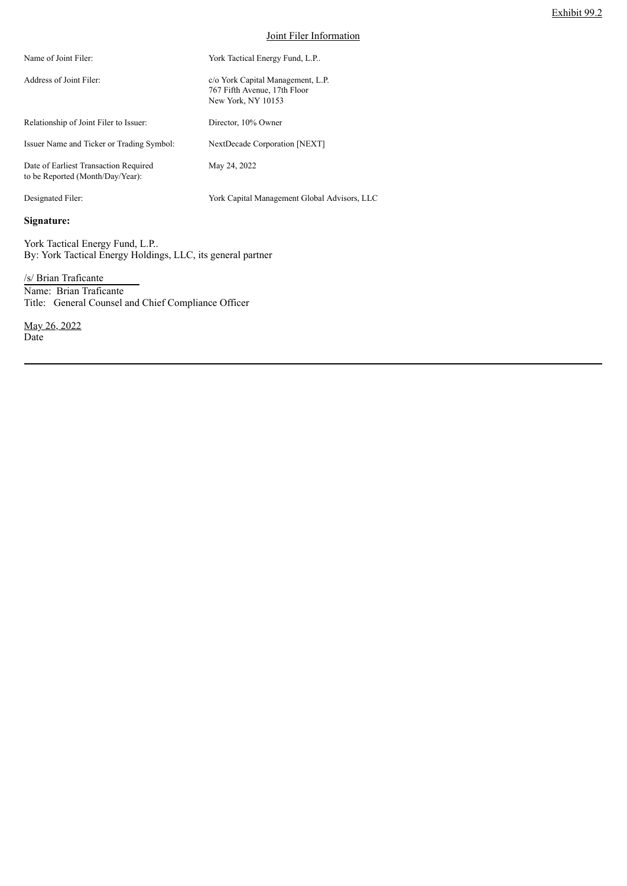Exhibit 99.2

## Joint Filer Information

| | |
|---|---|
| Name of Joint Filer: | York Tactical Energy Fund, L.P.. |
| Address of Joint Filer: | c/o York Capital Management, L.P.<br>767 Fifth Avenue, 17th Floor<br>New York, NY 10153 |
| Relationship of Joint Filer to Issuer: | Director, 10% Owner |
| Issuer Name and Ticker or Trading Symbol: | NextDecade Corporation [NEXT] |
| Date of Earliest Transaction Required to be Reported (Month/Day/Year): | May 24, 2022 |
| Designated Filer: | York Capital Management Global Advisors, LLC |

**Signature:**

York Tactical Energy Fund, L.P..
By: York Tactical Energy Holdings, LLC, its general partner

/s/ Brian Traficante
Name: Brian Traficante
Title: General Counsel and Chief Compliance Officer

May 26, 2022
Date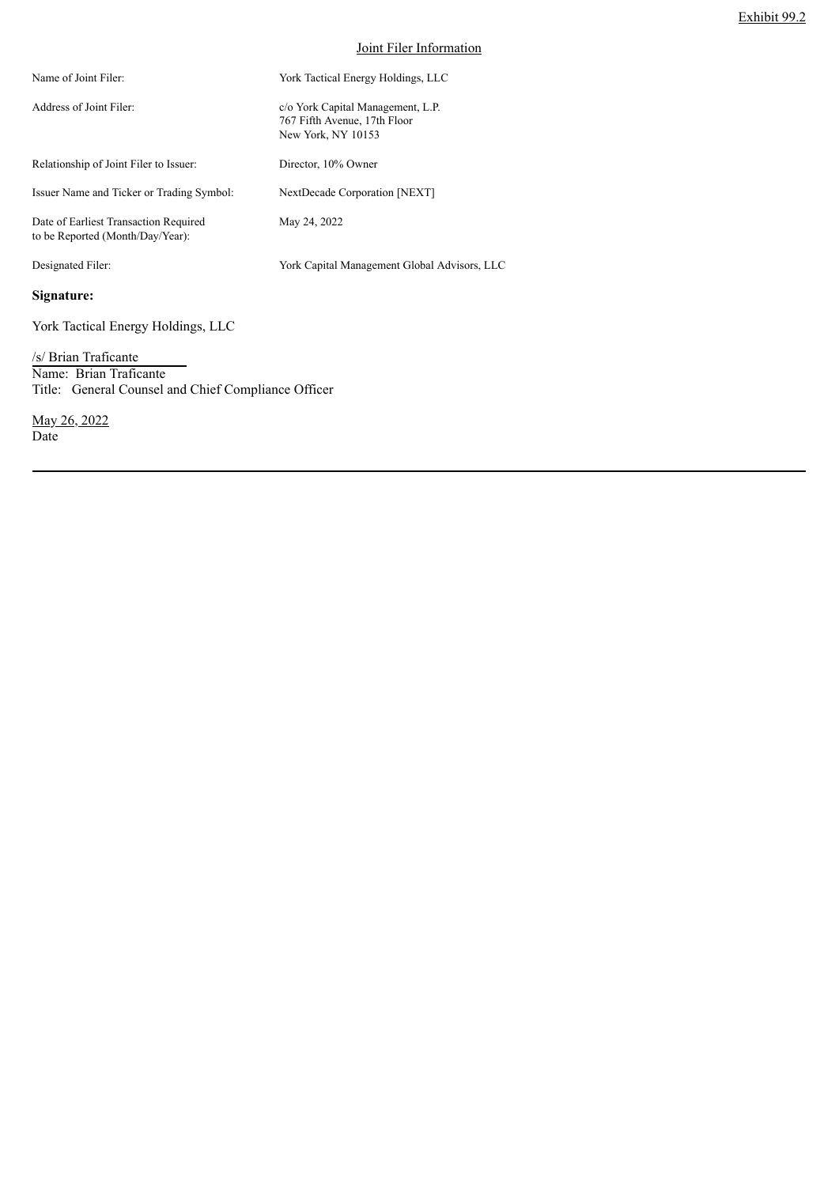Exhibit 99.2

Joint Filer Information

| | |
|---|---|
| Name of Joint Filer: | York Tactical Energy Holdings, LLC |
| Address of Joint Filer: | c/o York Capital Management, L.P.<br>767 Fifth Avenue, 17th Floor<br>New York, NY 10153 |
| Relationship of Joint Filer to Issuer: | Director, 10% Owner |
| Issuer Name and Ticker or Trading Symbol: | NextDecade Corporation [NEXT] |
| Date of Earliest Transaction Required to be Reported (Month/Day/Year): | May 24, 2022 |
| Designated Filer: | York Capital Management Global Advisors, LLC |

**Signature:**

York Tactical Energy Holdings, LLC

/s/ Brian Traficante
Name: Brian Traficante
Title: General Counsel and Chief Compliance Officer

May 26, 2022
Date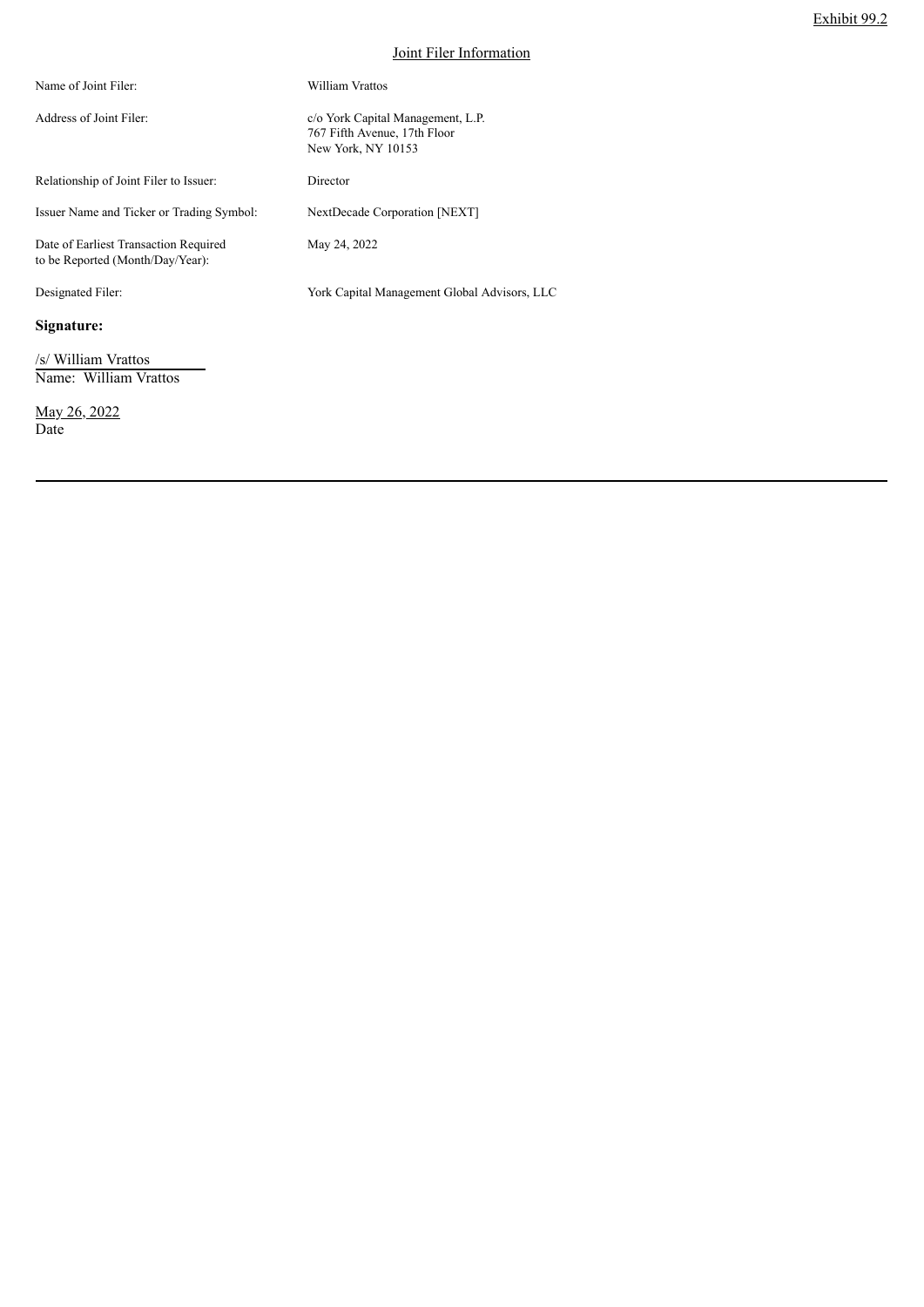Exhibit 99.2

Joint Filer Information

| | |
|---|---|
| Name of Joint Filer: | William Vrattos |
| Address of Joint Filer: | c/o York Capital Management, L.P.<br>767 Fifth Avenue, 17th Floor<br>New York, NY 10153 |
| Relationship of Joint Filer to Issuer: | Director |
| Issuer Name and Ticker or Trading Symbol: | NextDecade Corporation [NEXT] |
| Date of Earliest Transaction Required to be Reported (Month/Day/Year): | May 24, 2022 |
| Designated Filer: | York Capital Management Global Advisors, LLC |

**Signature:**

/s/ William Vrattos
Name: William Vrattos

May 26, 2022
Date